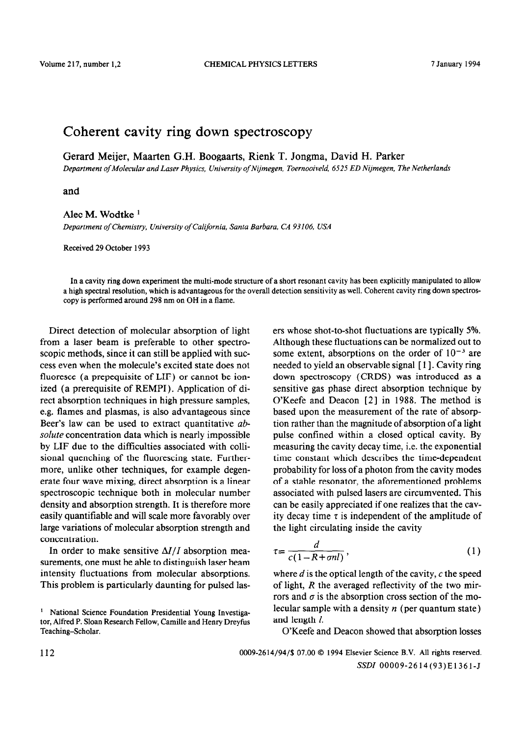# Coherent cavity ring down spectroscopy

Gerard Meijer, Maarten G.H. Boogaarts, Rienk T. Jongma, David H. Parker

*Department of Molecular and Laser Physics, University of Nijmegen, Toernooiveld, 6525 ED Nijmegen, The Netherlands*

and

Alec M. Wodtke [1]

*Department of Chemistry, University of California, Santa Barbara, CA 93106, USA*

Received 29 October 1993

In a cavity ring down experiment the multi-mode structure of a short resonant cavity has been explicitly manipulated to allow a high spectral resolution, which is advantageous for the overall detection sensitivity as well. Coherent cavity ring down spectroscopy is performed around 298 nm on OH in a flame.

Direct detection of molecular absorption of light from a laser beam is preferable to other spectroscopic methods, since it can still be applied with success even when the molecule's excited state does not fluoresce (a prepequisite of LIF) or cannot be ionized (a prerequisite of REMPI). Application of direct absorption techniques in high pressure samples, e.g. flames and plasmas, is also advantageous since Beer's law can be used to extract quantitative *absolute* concentration data which is nearly impossible by LIF due to the difficulties associated with collisional quenching of the fluorescing state. Furthermore, unlike other techniques, for example degenerate four wave mixing, direct absorption is a linear spectroscopic technique both in molecular number density and absorption strength. It is therefore more easily quantifiable and will scale more favorably over large variations of molecular absorption strength and concentration.

In order to make sensitive $\Delta I/I$ absorption measurements, one must be able to distinguish laser beam intensity fluctuations from molecular absorptions. This problem is particularly daunting for pulsed lasers whose shot-to-shot fluctuations are typically 5%. Although these fluctuations can be normalized out to some extent, absorptions on the order of $10^{-3}$ are needed to yield an observable signal [1]. Cavity ring down spectroscopy (CRDS) was introduced as a sensitive gas phase direct absorption technique by O'Keefe and Deacon [2] in 1988. The method is based upon the measurement of the rate of absorption rather than the magnitude of absorption of a light pulse confined within a closed optical cavity. By measuring the cavity decay time, i.e. the exponential time constant which describes the time-dependent probability for loss of a photon from the cavity modes of a stable resonator, the aforementioned problems associated with pulsed lasers are circumvented. This can be easily appreciated if one realizes that the cavity decay time $\tau$ is independent of the amplitude of the light circulating inside the cavity

$$\tau = \frac{d}{c(1-R+\sigma nl)}, \tag{1}$$

where $d$ is the optical length of the cavity, $c$ the speed of light, $R$ the averaged reflectivity of the two mirrors and $\sigma$ is the absorption cross section of the molecular sample with a density $n$ (per quantum state) and length $l$.

O'Keefe and Deacon showed that absorption losses

[1] National Science Foundation Presidential Young Investigator, Alfred P. Sloan Research Fellow, Camille and Henry Dreyfus Teaching–Scholar.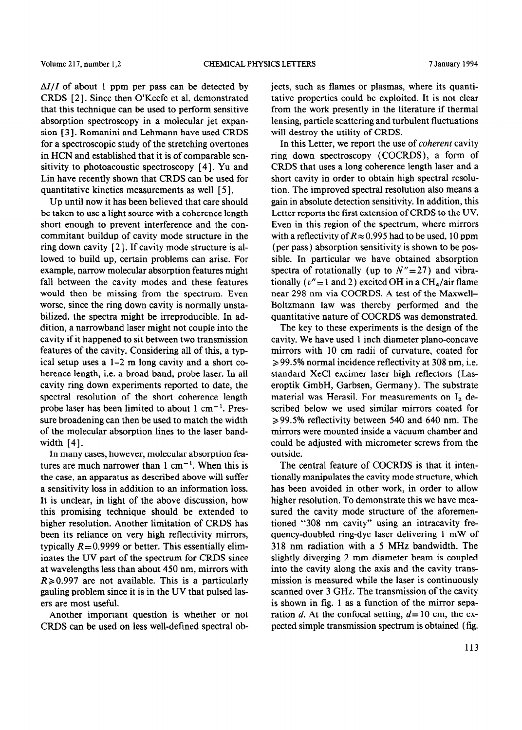$\Delta I/I$ of about 1 ppm per pass can be detected by CRDS [2]. Since then O'Keefe et al. demonstrated that this technique can be used to perform sensitive absorption spectroscopy in a molecular jet expansion [3]. Romanini and Lehmann have used CRDS for a spectroscopic study of the stretching overtones in HCN and established that it is of comparable sensitivity to photoacoustic spectroscopy [4]. Yu and Lin have recently shown that CRDS can be used for quantitative kinetics measurements as well [5].

Up until now it has been believed that care should be taken to use a light source with a coherence length short enough to prevent interference and the commitant buildup of cavity mode structure in the ring down cavity [2]. If cavity mode structure is allowed to build up, certain problems can arise. For example, narrow molecular absorption features might fall between the cavity modes and these features would then be missing from the spectrum. Even worse, since the ring down cavity is normally unstabilized, the spectra might be irreproducible. In addition, a narrowband laser might not couple into the cavity if it happened to sit between two transmission features of the cavity. Considering all of this, a typical setup uses a 1–2 m long cavity and a short coherence length, i.e. a broad band, probe laser. In all cavity ring down experiments reported to date, the spectral resolution of the short coherence length probe laser has been limited to about 1 $cm^{-1}$. Pressure broadening can then be used to match the width of the molecular absorption lines to the laser bandwidth [4].

In many cases, however, molecular absorption features are much narrower than 1 $cm^{-1}$. When this is the case, an apparatus as described above will suffer a sensitivity loss in addition to an information loss. It is unclear, in light of the above discussion, how this promising technique should be extended to higher resolution. Another limitation of CRDS has been its reliance on very high reflectivity mirrors, typically $R = 0.9999$ or better. This essentially eliminates the UV part of the spectrum for CRDS since at wavelengths less than about 450 nm, mirrors with $R \geqslant 0.997$ are not available. This is a particularly gauling problem since it is in the UV that pulsed lasers are most useful.

Another important question is whether or not CRDS can be used on less well-defined spectral objects, such as flames or plasmas, where its quantitative properties could be exploited. It is not clear from the work presently in the literature if thermal lensing, particle scattering and turbulent fluctuations will destroy the utility of CRDS.

In this Letter, we report the use of *coherent* cavity ring down spectroscopy (COCRDS), a form of CRDS that uses a long coherence length laser and a short cavity in order to obtain high spectral resolution. The improved spectral resolution also means a gain in absolute detection sensitivity. In addition, this Letter reports the first extension of CRDS to the UV. Even in this region of the spectrum, where mirrors with a reflectivity of $R \approx 0.995$ had to be used, 10 ppm (per pass) absorption sensitivity is shown to be possible. In particular we have obtained absorption spectra of rotationally (up to $N'' = 27$) and vibrationally ($v'' = 1$ and 2) excited OH in a $CH_4$/air flame near 298 nm via COCRDS. A test of the Maxwell–Boltzmann law was thereby performed and the quantitative nature of COCRDS was demonstrated.

The key to these experiments is the design of the cavity. We have used 1 inch diameter plano-concave mirrors with 10 cm radii of curvature, coated for $\geqslant 99.5\%$ normal incidence reflectivity at 308 nm, i.e. standard XeCl excimer laser high reflectors (Laseroptik GmbH, Garbsen, Germany). The substrate material was Herasil. For measurements on $I_2$ described below we used similar mirrors coated for $\geqslant 99.5\%$ reflectivity between 540 and 640 nm. The mirrors were mounted inside a vacuum chamber and could be adjusted with micrometer screws from the outside.

The central feature of COCRDS is that it intentionally manipulates the cavity mode structure, which has been avoided in other work, in order to allow higher resolution. To demonstrate this we have measured the cavity mode structure of the aforementioned "308 nm cavity" using an intracavity frequency-doubled ring-dye laser delivering 1 mW of 318 nm radiation with a 5 MHz bandwidth. The slightly diverging 2 mm diameter beam is coupled into the cavity along the axis and the cavity transmission is measured while the laser is continuously scanned over 3 GHz. The transmission of the cavity is shown in fig. 1 as a function of the mirror separation $d$. At the confocal setting, $d = 10$ cm, the expected simple transmission spectrum is obtained (fig.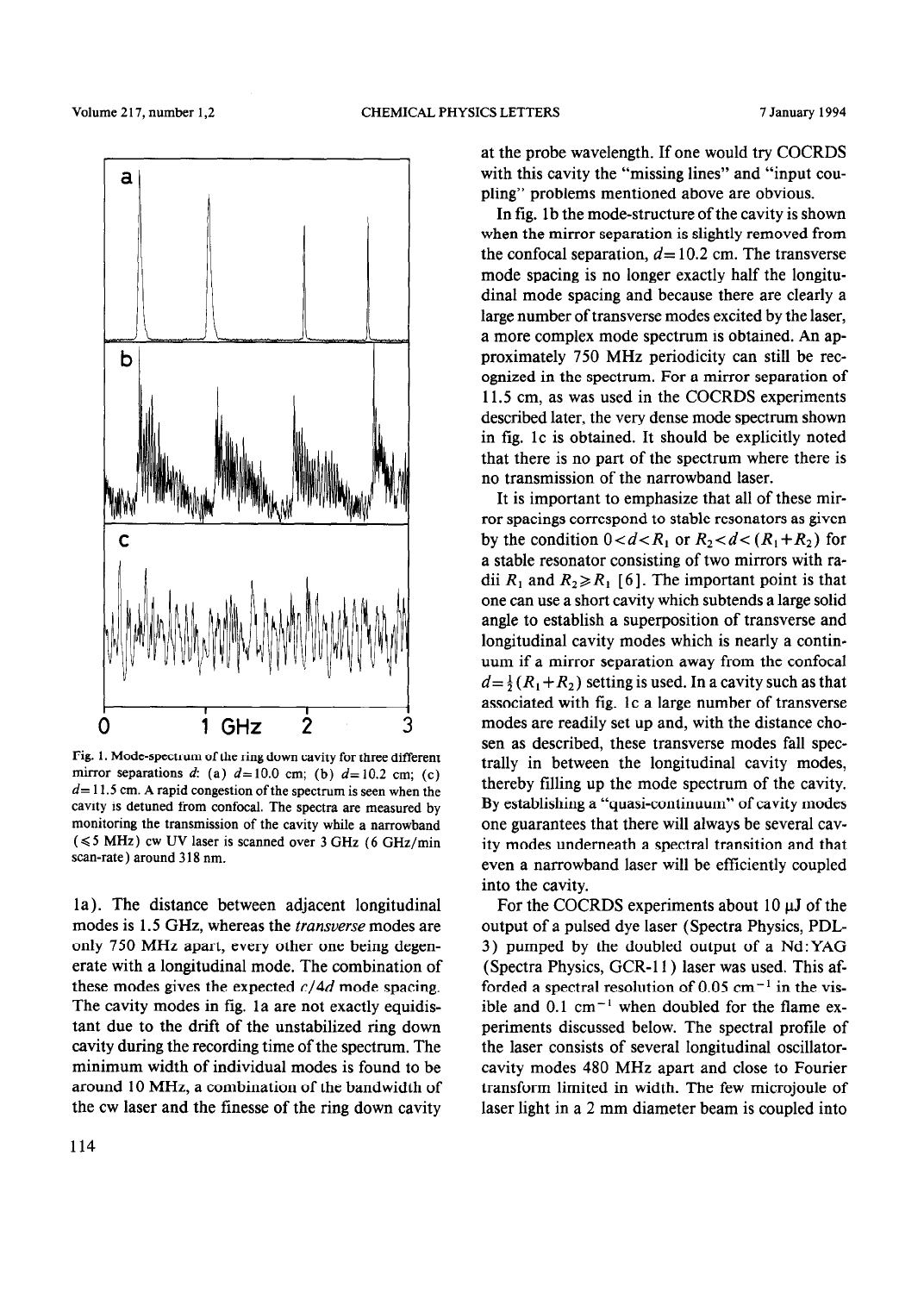Fig. 1. Mode-spectrum of the ring down cavity for three different mirror separations $d$: (a) $d=10.0$ cm; (b) $d=10.2$ cm; (c) $d=11.5$ cm. A rapid congestion of the spectrum is seen when the cavity is detuned from confocal. The spectra are measured by monitoring the transmission of the cavity while a narrowband ($\leq 5$ MHz) cw UV laser is scanned over 3 GHz (6 GHz/min scan-rate) around 318 nm.

1a). The distance between adjacent longitudinal modes is 1.5 GHz, whereas the *transverse* modes are only 750 MHz apart, every other one being degenerate with a longitudinal mode. The combination of these modes gives the expected $c/4d$ mode spacing. The cavity modes in fig. 1a are not exactly equidistant due to the drift of the unstabilized ring down cavity during the recording time of the spectrum. The minimum width of individual modes is found to be around 10 MHz, a combination of the bandwidth of the cw laser and the finesse of the ring down cavity at the probe wavelength. If one would try COCRDS with this cavity the "missing lines" and "input coupling" problems mentioned above are obvious.

In fig. 1b the mode-structure of the cavity is shown when the mirror separation is slightly removed from the confocal separation, $d=10.2$ cm. The transverse mode spacing is no longer exactly half the longitudinal mode spacing and because there are clearly a large number of transverse modes excited by the laser, a more complex mode spectrum is obtained. An approximately 750 MHz periodicity can still be recognized in the spectrum. For a mirror separation of 11.5 cm, as was used in the COCRDS experiments described later, the very dense mode spectrum shown in fig. 1c is obtained. It should be explicitly noted that there is no part of the spectrum where there is no transmission of the narrowband laser.

It is important to emphasize that all of these mirror spacings correspond to stable resonators as given by the condition $0<d<R_1$ or $R_2<d<(R_1+R_2)$ for a stable resonator consisting of two mirrors with radii $R_1$ and $R_2 \geq R_1$ [6]. The important point is that one can use a short cavity which subtends a large solid angle to establish a superposition of transverse and longitudinal cavity modes which is nearly a continuum if a mirror separation away from the confocal $d=\frac{1}{2}(R_1+R_2)$ setting is used. In a cavity such as that associated with fig. 1c a large number of transverse modes are readily set up and, with the distance chosen as described, these transverse modes fall spectrally in between the longitudinal cavity modes, thereby filling up the mode spectrum of the cavity. By establishing a "quasi-continuum" of cavity modes one guarantees that there will always be several cavity modes underneath a spectral transition and that even a narrowband laser will be efficiently coupled into the cavity.

For the COCRDS experiments about 10 µJ of the output of a pulsed dye laser (Spectra Physics, PDL-3) pumped by the doubled output of a Nd:YAG (Spectra Physics, GCR-11) laser was used. This afforded a spectral resolution of 0.05 $cm^{-1}$ in the visible and 0.1 $cm^{-1}$ when doubled for the flame experiments discussed below. The spectral profile of the laser consists of several longitudinal oscillator-cavity modes 480 MHz apart and close to Fourier transform limited in width. The few microjoule of laser light in a 2 mm diameter beam is coupled into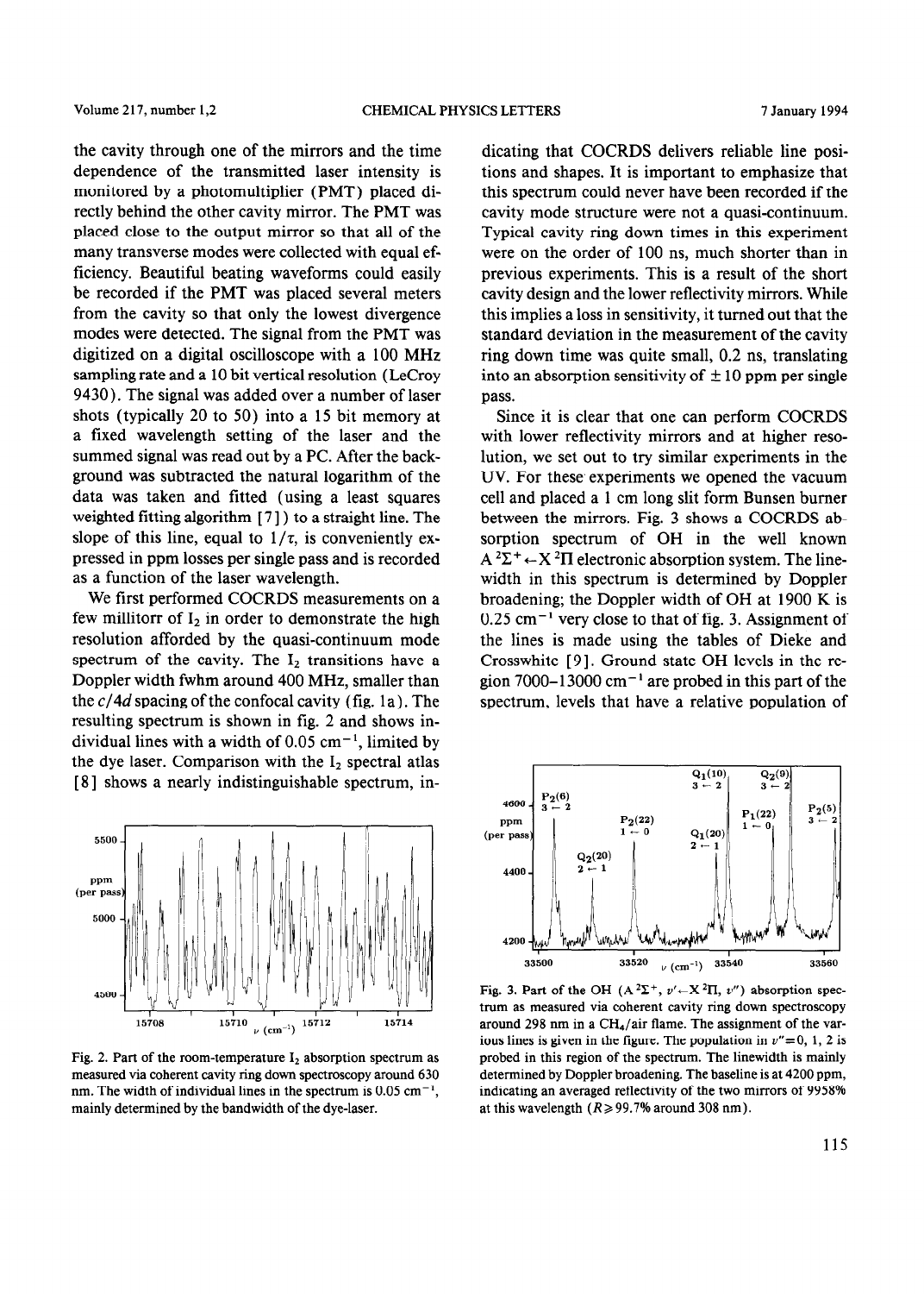the cavity through one of the mirrors and the time dependence of the transmitted laser intensity is monitored by a photomultiplier (PMT) placed directly behind the other cavity mirror. The PMT was placed close to the output mirror so that all of the many transverse modes were collected with equal efficiency. Beautiful beating waveforms could easily be recorded if the PMT was placed several meters from the cavity so that only the lowest divergence modes were detected. The signal from the PMT was digitized on a digital oscilloscope with a 100 MHz sampling rate and a 10 bit vertical resolution (LeCroy 9430). The signal was added over a number of laser shots (typically 20 to 50) into a 15 bit memory at a fixed wavelength setting of the laser and the summed signal was read out by a PC. After the background was subtracted the natural logarithm of the data was taken and fitted (using a least squares weighted fitting algorithm [7]) to a straight line. The slope of this line, equal to $1/\tau$, is conveniently expressed in ppm losses per single pass and is recorded as a function of the laser wavelength.

We first performed COCRDS measurements on a few millitorr of $I_2$ in order to demonstrate the high resolution afforded by the quasi-continuum mode spectrum of the cavity. The $I_2$ transitions have a Doppler width fwhm around 400 MHz, smaller than the $c/4d$ spacing of the confocal cavity (fig. 1a). The resulting spectrum is shown in fig. 2 and shows individual lines with a width of 0.05 $cm^{-1}$, limited by the dye laser. Comparison with the $I_2$ spectral atlas [8] shows a nearly indistinguishable spectrum, indicating that COCRDS delivers reliable line positions and shapes. It is important to emphasize that this spectrum could never have been recorded if the cavity mode structure were not a quasi-continuum. Typical cavity ring down times in this experiment were on the order of 100 ns, much shorter than in previous experiments. This is a result of the short cavity design and the lower reflectivity mirrors. While this implies a loss in sensitivity, it turned out that the standard deviation in the measurement of the cavity ring down time was quite small, 0.2 ns, translating into an absorption sensitivity of $\pm 10$ ppm per single pass.

Fig. 2. Part of the room-temperature $I_2$ absorption spectrum as measured via coherent cavity ring down spectroscopy around 630 nm. The width of individual lines in the spectrum is 0.05 $cm^{-1}$, mainly determined by the bandwidth of the dye-laser.

Since it is clear that one can perform COCRDS with lower reflectivity mirrors and at higher resolution, we set out to try similar experiments in the UV. For these experiments we opened the vacuum cell and placed a 1 cm long slit form Bunsen burner between the mirrors. Fig. 3 shows a COCRDS absorption spectrum of OH in the well known $A\,^2\Sigma^+ \leftarrow X\,^2\Pi$ electronic absorption system. The linewidth in this spectrum is determined by Doppler broadening; the Doppler width of OH at 1900 K is 0.25 $cm^{-1}$ very close to that of fig. 3. Assignment of the lines is made using the tables of Dieke and Crosswhite [9]. Ground state OH levels in the region 7000–13000 $cm^{-1}$ are probed in this part of the spectrum, levels that have a relative population of

Fig. 3. Part of the OH ($A\,^2\Sigma^+$, $v' \leftarrow X\,^2\Pi$, $v''$) absorption spectrum as measured via coherent cavity ring down spectroscopy around 298 nm in a $CH_4$/air flame. The assignment of the various lines is given in the figure. The population in $v''=0$, 1, 2 is probed in this region of the spectrum. The linewidth is mainly determined by Doppler broadening. The baseline is at 4200 ppm, indicating an averaged reflectivity of the two mirrors of 9958% at this wavelength ($R \geq 99.7\%$ around 308 nm).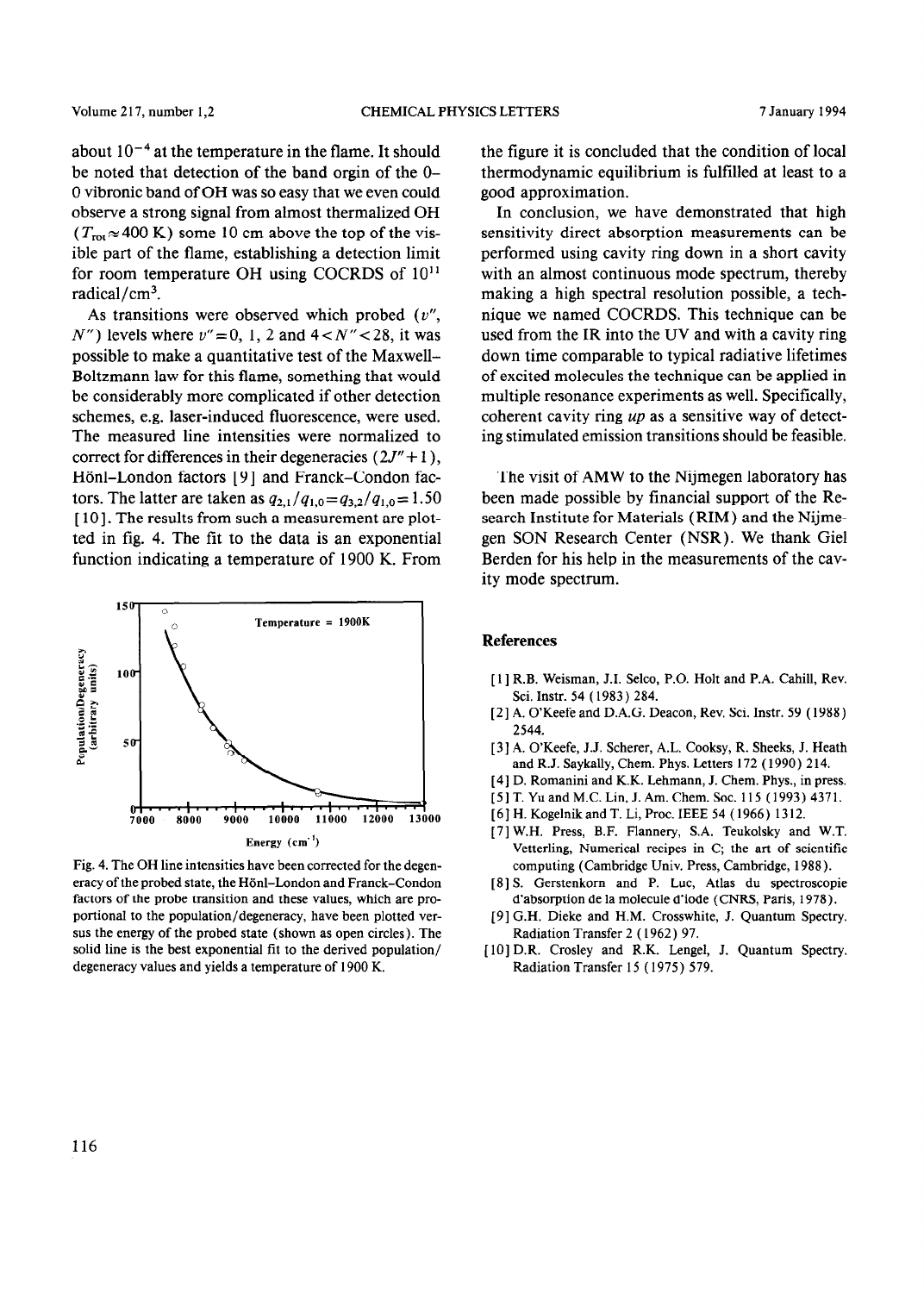about $10^{-4}$ at the temperature in the flame. It should be noted that detection of the band orgin of the 0–0 vibronic band of OH was so easy that we even could observe a strong signal from almost thermalized OH ($T_{rot} \approx 400$ K) some 10 cm above the top of the visible part of the flame, establishing a detection limit for room temperature OH using COCRDS of $10^{11}$ radical/cm$^3$.

As transitions were observed which probed ($v''$, $N''$) levels where $v''=0$, 1, 2 and $4<N''<28$, it was possible to make a quantitative test of the Maxwell–Boltzmann law for this flame, something that would be considerably more complicated if other detection schemes, e.g. laser-induced fluorescence, were used. The measured line intensities were normalized to correct for differences in their degeneracies ($2J''+1$), Hönl–London factors [9] and Franck–Condon factors. The latter are taken as $q_{2,1}/q_{1,0}=q_{3,2}/q_{1,0}=1.50$ [10]. The results from such a measurement are plotted in fig. 4. The fit to the data is an exponential function indicating a temperature of 1900 K. From the figure it is concluded that the condition of local thermodynamic equilibrium is fulfilled at least to a good approximation.

Temperature = 1900K

Population/Degeneracy (arbitrary units)

0
50
100
150

7000 8000 9000 10000 11000 12000 13000

Energy (cm$^{-1}$)

Fig. 4. The OH line intensities have been corrected for the degeneracy of the probed state, the Hönl–London and Franck–Condon factors of the probe transition and these values, which are proportional to the population/degeneracy, have been plotted versus the energy of the probed state (shown as open circles). The solid line is the best exponential fit to the derived population/degeneracy values and yields a temperature of 1900 K.

In conclusion, we have demonstrated that high sensitivity direct absorption measurements can be performed using cavity ring down in a short cavity with an almost continuous mode spectrum, thereby making a high spectral resolution possible, a technique we named COCRDS. This technique can be used from the IR into the UV and with a cavity ring down time comparable to typical radiative lifetimes of excited molecules the technique can be applied in multiple resonance experiments as well. Specifically, coherent cavity ring *up* as a sensitive way of detecting stimulated emission transitions should be feasible.

The visit of AMW to the Nijmegen laboratory has been made possible by financial support of the Research Institute for Materials (RIM) and the Nijmegen SON Research Center (NSR). We thank Giel Berden for his help in the measurements of the cavity mode spectrum.

## References

[1] R.B. Weisman, J.I. Selco, P.O. Holt and P.A. Cahill, Rev. Sci. Instr. 54 (1983) 284.

[2] A. O'Keefe and D.A.G. Deacon, Rev. Sci. Instr. 59 (1988) 2544.

[3] A. O'Keefe, J.J. Scherer, A.L. Cooksy, R. Sheeks, J. Heath and R.J. Saykally, Chem. Phys. Letters 172 (1990) 214.

[4] D. Romanini and K.K. Lehmann, J. Chem. Phys., in press.

[5] T. Yu and M.C. Lin, J. Am. Chem. Soc. 115 (1993) 4371.

[6] H. Kogelnik and T. Li, Proc. IEEE 54 (1966) 1312.

[7] W.H. Press, B.F. Flannery, S.A. Teukolsky and W.T. Vetterling, Numerical recipes in C; the art of scientific computing (Cambridge Univ. Press, Cambridge, 1988).

[8] S. Gerstenkorn and P. Luc, Atlas du spectroscopie d'absorption de la molecule d'iode (CNRS, Paris, 1978).

[9] G.H. Dieke and H.M. Crosswhite, J. Quantum Spectry. Radiation Transfer 2 (1962) 97.

[10] D.R. Crosley and R.K. Lengel, J. Quantum Spectry. Radiation Transfer 15 (1975) 579.